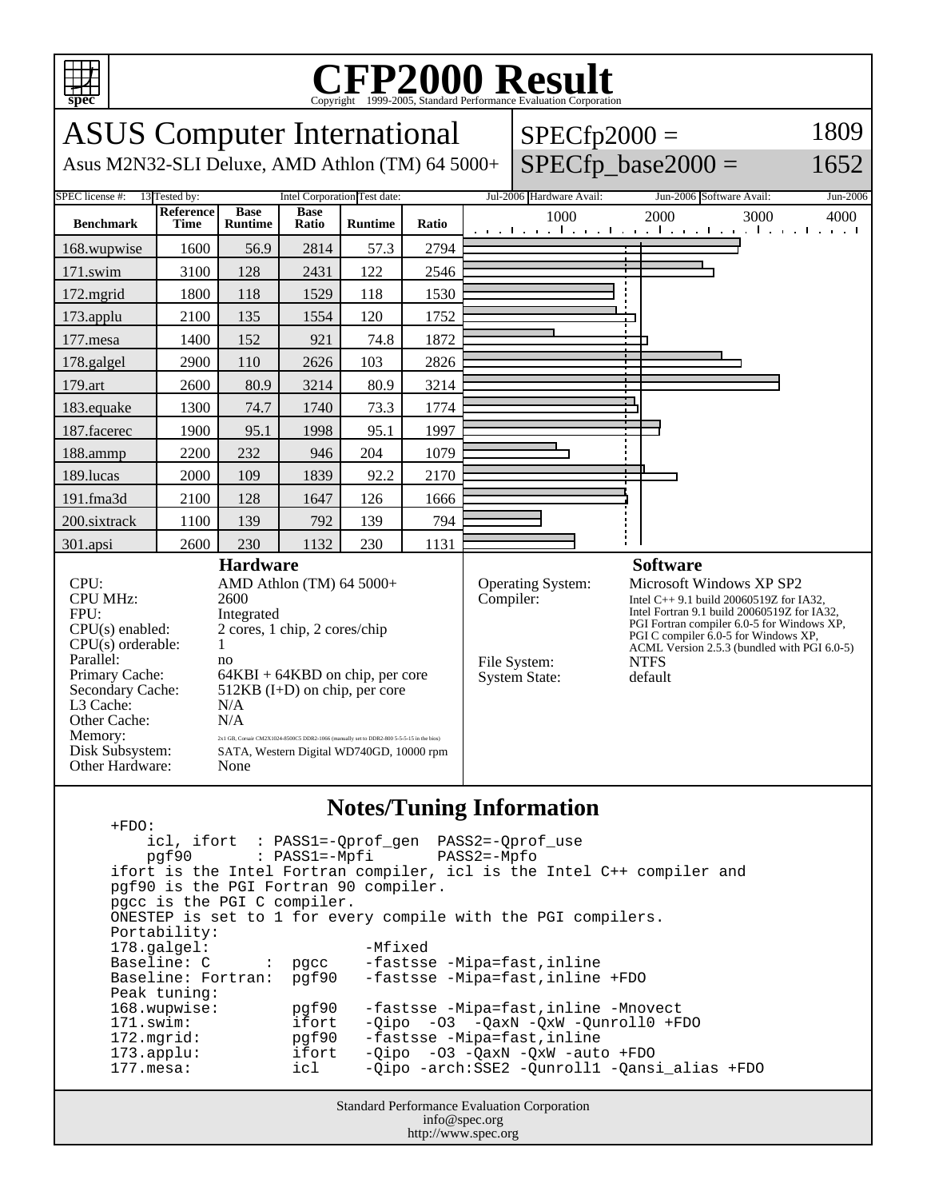# CFP2000 Result

Copyright 1999-2005, Standard Performance Evaluation Corporation

## ASUS Computer International

Asus M2N32-SLI Deluxe, AMD Athlon (TM) 64 5000+

SPECfp2000 = 1809

SPECfp_base2000 = 1652

| SPEC license #: | 13 | Tested by: | Intel Corporation | Test date: | Jul-2006 | Hardware Avail: | Jun-2006 | Software Avail: | Jun-2006 |
|---|---|---|---|---|---|---|---|---|---|

| Benchmark | Reference Time | Base Runtime | Base Ratio | Runtime | Ratio |
|---|---|---|---|---|---|
| 168.wupwise | 1600 | 56.9 | 2814 | 57.3 | 2794 |
| 171.swim | 3100 | 128 | 2431 | 122 | 2546 |
| 172.mgrid | 1800 | 118 | 1529 | 118 | 1530 |
| 173.applu | 2100 | 135 | 1554 | 120 | 1752 |
| 177.mesa | 1400 | 152 | 921 | 74.8 | 1872 |
| 178.galgel | 2900 | 110 | 2626 | 103 | 2826 |
| 179.art | 2600 | 80.9 | 3214 | 80.9 | 3214 |
| 183.equake | 1300 | 74.7 | 1740 | 73.3 | 1774 |
| 187.facerec | 1900 | 95.1 | 1998 | 95.1 | 1997 |
| 188.ammp | 2200 | 232 | 946 | 204 | 1079 |
| 189.lucas | 2000 | 109 | 1839 | 92.2 | 2170 |
| 191.fma3d | 2100 | 128 | 1647 | 126 | 1666 |
| 200.sixtrack | 1100 | 139 | 792 | 139 | 794 |
| 301.apsi | 2600 | 230 | 1132 | 230 | 1131 |

### Hardware

| | |
|---|---|
| CPU: | AMD Athlon (TM) 64 5000+ |
| CPU MHz: | 2600 |
| FPU: | Integrated |
| CPU(s) enabled: | 2 cores, 1 chip, 2 cores/chip |
| CPU(s) orderable: | 1 |
| Parallel: | no |
| Primary Cache: | 64KBI + 64KBD on chip, per core |
| Secondary Cache: | 512KB (I+D) on chip, per core |
| L3 Cache: | N/A |
| Other Cache: | N/A |
| Memory: | 2x1 GB, Corsair CM2X1024-8500C5 DDR2-1066 (manually set to DDR2-800 5-5-5-15 in the bios) |
| Disk Subsystem: | SATA, Western Digital WD740GD, 10000 rpm |
| Other Hardware: | None |

### Software

| | |
|---|---|
| Operating System: | Microsoft Windows XP SP2 |
| Compiler: | Intel C++ 9.1 build 20060519Z for IA32, Intel Fortran 9.1 build 20060519Z for IA32, PGI Fortran compiler 6.0-5 for Windows XP, PGI C compiler 6.0-5 for Windows XP, ACML Version 2.5.3 (bundled with PGI 6.0-5) |
| File System: | NTFS |
| System State: | default |

### Notes/Tuning Information

```
+FDO:
    icl, ifort  : PASS1=-Qprof_gen  PASS2=-Qprof_use
    pgf90       : PASS1=-Mpfi       PASS2=-Mpfo
ifort is the Intel Fortran compiler, icl is the Intel C++ compiler and
pgf90 is the PGI Fortran 90 compiler.
pgcc is the PGI C compiler.
ONESTEP is set to 1 for every compile with the PGI compilers.
Portability:
178.galgel:                  -Mfixed
Baseline: C       :  pgcc    -fastsse -Mipa=fast,inline
Baseline: Fortran:  pgf90   -fastsse -Mipa=fast,inline +FDO
Peak tuning:
168.wupwise:        pgf90   -fastsse -Mipa=fast,inline -Mnovect
171.swim:           ifort   -Qipo  -O3  -QaxN -QxW -Qunroll0 +FDO
172.mgrid:          pgf90   -fastsse -Mipa=fast,inline
173.applu:          ifort   -Qipo  -O3 -QaxN -QxW -auto +FDO
177.mesa:           icl     -Qipo -arch:SSE2 -Qunroll1 -Qansi_alias +FDO
```

Standard Performance Evaluation Corporation
info@spec.org
http://www.spec.org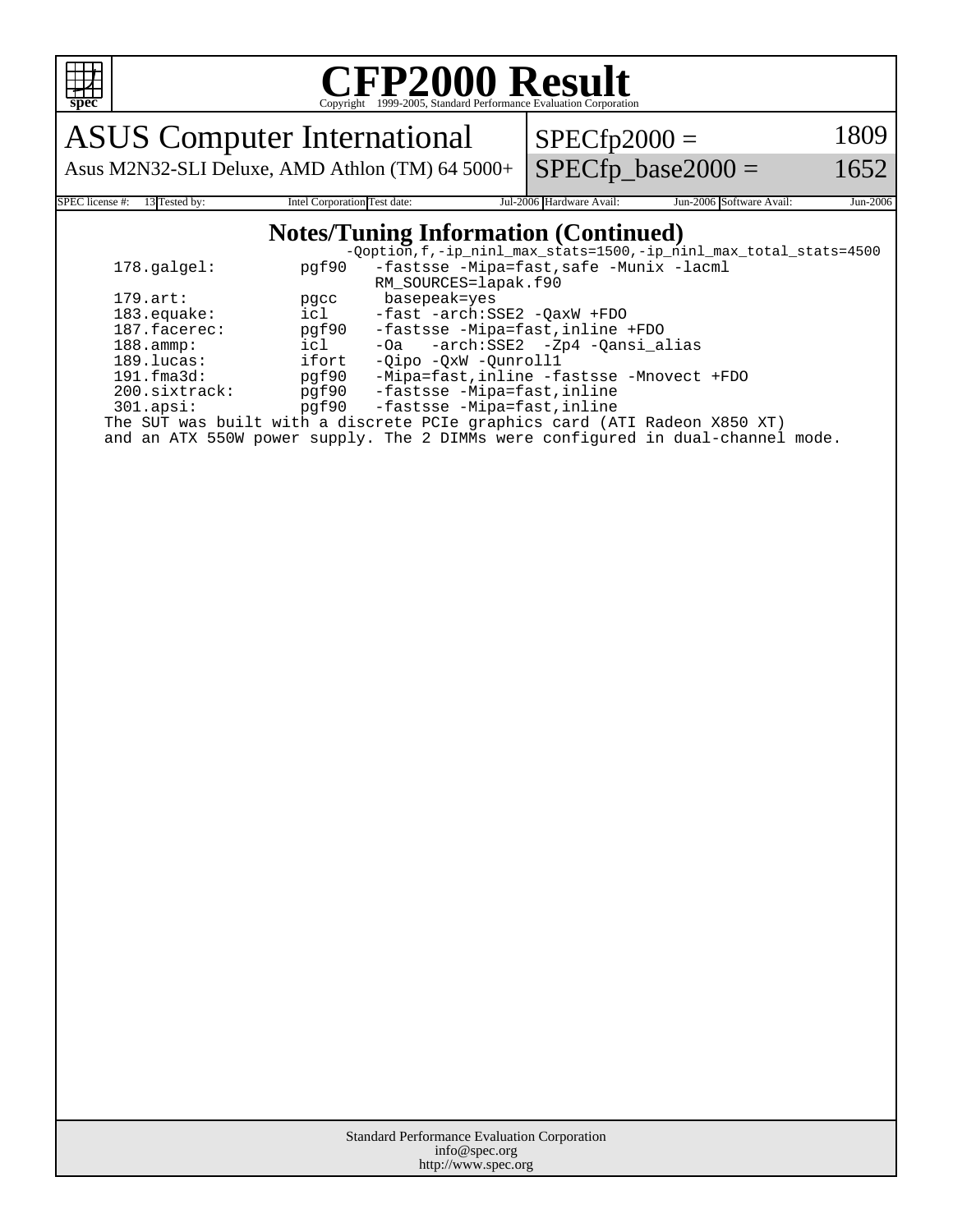# CFP2000 Result

Copyright 1999-2005, Standard Performance Evaluation Corporation

## ASUS Computer International

Asus M2N32-SLI Deluxe, AMD Athlon (TM) 64 5000+

SPECfp2000 = 1809

SPECfp_base2000 = 1652

| SPEC license #: | 13 | Tested by: | Intel Corporation | Test date: | Jul-2006 | Hardware Avail: | Jun-2006 | Software Avail: | Jun-2006 |
|---|---|---|---|---|---|---|---|---|---|

### Notes/Tuning Information (Continued)

```
                              -Qoption,f,-ip_ninl_max_stats=1500,-ip_ninl_max_total_stats=4500
    178.galgel:         pgf90   -fastsse -Mipa=fast,safe -Munix -lacml
                                RM_SOURCES=lapak.f90
    179.art:            pgcc     basepeak=yes
    183.equake:         icl     -fast -arch:SSE2 -QaxW +FDO
    187.facerec:        pgf90   -fastsse -Mipa=fast,inline +FDO
    188.ammp:           icl     -Oa   -arch:SSE2  -Zp4 -Qansi_alias
    189.lucas:          ifort   -Qipo -QxW -Qunroll1
    191.fma3d:          pgf90   -Mipa=fast,inline -fastsse -Mnovect +FDO
    200.sixtrack:       pgf90   -fastsse -Mipa=fast,inline
    301.apsi:           pgf90   -fastsse -Mipa=fast,inline
   The SUT was built with a discrete PCIe graphics card (ATI Radeon X850 XT)
   and an ATX 550W power supply. The 2 DIMMs were configured in dual-channel mode.
```

Standard Performance Evaluation Corporation
info@spec.org
http://www.spec.org